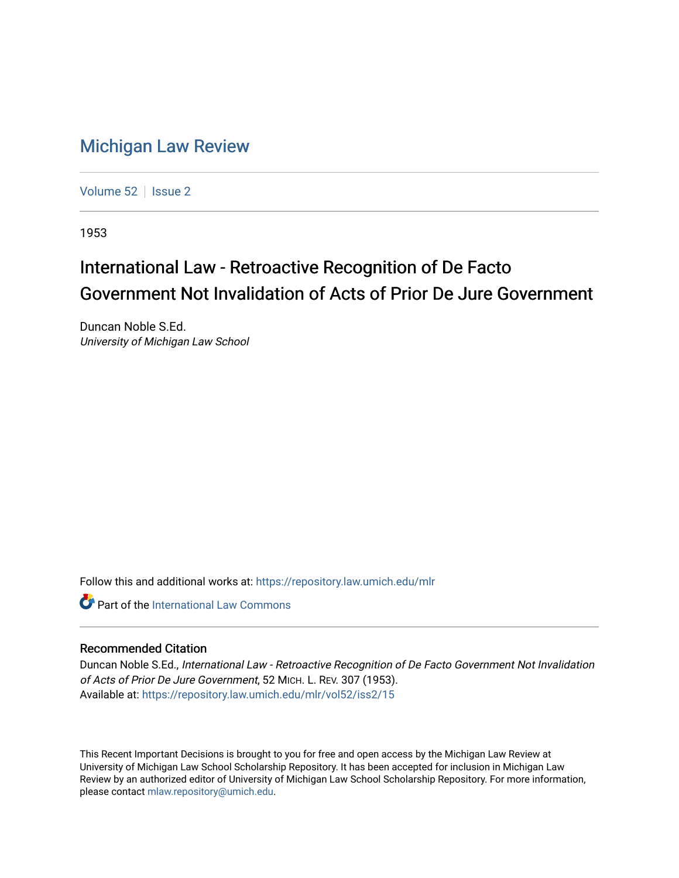# Michigan Law Review

Volume 52 | Issue 2

1953

## International Law - Retroactive Recognition of De Facto Government Not Invalidation of Acts of Prior De Jure Government

Duncan Noble S.Ed.
*University of Michigan Law School*

Follow this and additional works at: https://repository.law.umich.edu/mlr

Part of the International Law Commons

### Recommended Citation

Duncan Noble S.Ed., *International Law - Retroactive Recognition of De Facto Government Not Invalidation of Acts of Prior De Jure Government*, 52 MICH. L. REV. 307 (1953).
Available at: https://repository.law.umich.edu/mlr/vol52/iss2/15

This Recent Important Decisions is brought to you for free and open access by the Michigan Law Review at University of Michigan Law School Scholarship Repository. It has been accepted for inclusion in Michigan Law Review by an authorized editor of University of Michigan Law School Scholarship Repository. For more information, please contact mlaw.repository@umich.edu.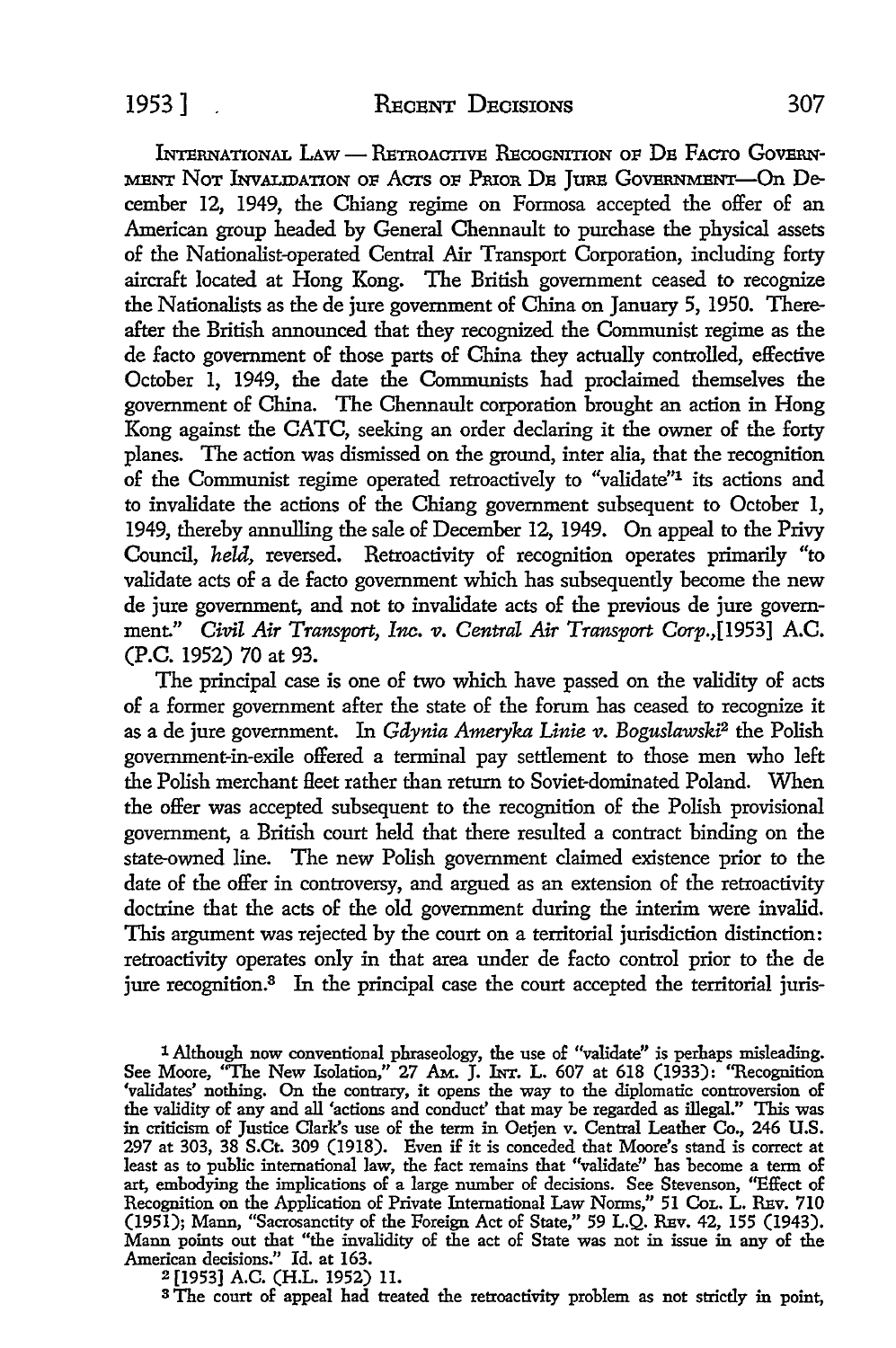INTERNATIONAL LAW — RETROACTIVE RECOGNITION OF DE FACTO GOVERNMENT NOT INVALIDATION OF ACTS OF PRIOR DE JURE GOVERNMENT—On December 12, 1949, the Chiang regime on Formosa accepted the offer of an American group headed by General Chennault to purchase the physical assets of the Nationalist-operated Central Air Transport Corporation, including forty aircraft located at Hong Kong. The British government ceased to recognize the Nationalists as the de jure government of China on January 5, 1950. Thereafter the British announced that they recognized the Communist regime as the de facto government of those parts of China they actually controlled, effective October 1, 1949, the date the Communists had proclaimed themselves the government of China. The Chennault corporation brought an action in Hong Kong against the CATC, seeking an order declaring it the owner of the forty planes. The action was dismissed on the ground, inter alia, that the recognition of the Communist regime operated retroactively to "validate"[1] its actions and to invalidate the actions of the Chiang government subsequent to October 1, 1949, thereby annulling the sale of December 12, 1949. On appeal to the Privy Council, *held,* reversed. Retroactivity of recognition operates primarily "to validate acts of a de facto government which has subsequently become the new de jure government, and not to invalidate acts of the previous de jure government." *Civil Air Transport, Inc. v. Central Air Transport Corp.,*[1953] A.C. (P.C. 1952) 70 at 93.

The principal case is one of two which have passed on the validity of acts of a former government after the state of the forum has ceased to recognize it as a de jure government. In *Gdynia Ameryka Linie v. Boguslawski*[2] the Polish government-in-exile offered a terminal pay settlement to those men who left the Polish merchant fleet rather than return to Soviet-dominated Poland. When the offer was accepted subsequent to the recognition of the Polish provisional government, a British court held that there resulted a contract binding on the state-owned line. The new Polish government claimed existence prior to the date of the offer in controversy, and argued as an extension of the retroactivity doctrine that the acts of the old government during the interim were invalid. This argument was rejected by the court on a territorial jurisdiction distinction: retroactivity operates only in that area under de facto control prior to the de jure recognition.[3] In the principal case the court accepted the territorial juris-

[1] Although now conventional phraseology, the use of "validate" is perhaps misleading. See Moore, "The New Isolation," 27 AM. J. INT. L. 607 at 618 (1933): "Recognition 'validates' nothing. On the contrary, it opens the way to the diplomatic controversion of the validity of any and all 'actions and conduct' that may be regarded as illegal." This was in criticism of Justice Clark's use of the term in Oetjen v. Central Leather Co., 246 U.S. 297 at 303, 38 S.Ct. 309 (1918). Even if it is conceded that Moore's stand is correct at least as to public international law, the fact remains that "validate" has become a term of art, embodying the implications of a large number of decisions. See Stevenson, "Effect of Recognition on the Application of Private International Law Norms," 51 COL. L. REV. 710 (1951); Mann, "Sacrosanctity of the Foreign Act of State," 59 L.Q. REV. 42, 155 (1943). Mann points out that "the invalidity of the act of State was not in issue in any of the American decisions." Id. at 163.

[2] [1953] A.C. (H.L. 1952) 11.

[3] The court of appeal had treated the retroactivity problem as not strictly in point,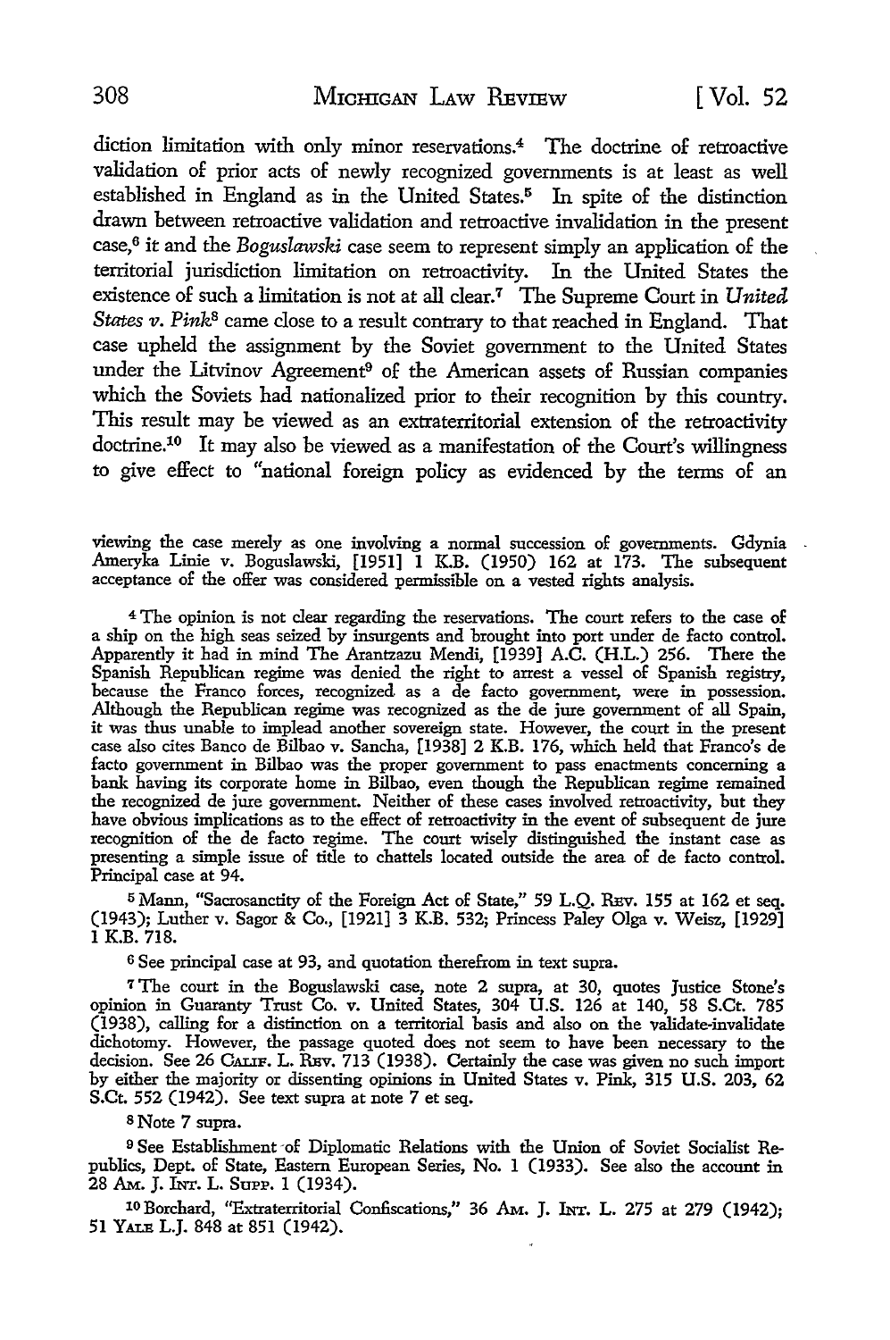diction limitation with only minor reservations.[4] The doctrine of retroactive validation of prior acts of newly recognized governments is at least as well established in England as in the United States.[5] In spite of the distinction drawn between retroactive validation and retroactive invalidation in the present case,[6] it and the *Boguslawski* case seem to represent simply an application of the territorial jurisdiction limitation on retroactivity. In the United States the existence of such a limitation is not at all clear.[7] The Supreme Court in *United States v. Pink*[8] came close to a result contrary to that reached in England. That case upheld the assignment by the Soviet government to the United States under the Litvinov Agreement[9] of the American assets of Russian companies which the Soviets had nationalized prior to their recognition by this country. This result may be viewed as an extraterritorial extension of the retroactivity doctrine.[10] It may also be viewed as a manifestation of the Court's willingness to give effect to "national foreign policy as evidenced by the terms of an

---

viewing the case merely as one involving a normal succession of governments. Gdynia Ameryka Linie v. Boguslawski, [1951] 1 K.B. (1950) 162 at 173. The subsequent acceptance of the offer was considered permissible on a vested rights analysis.

[4] The opinion is not clear regarding the reservations. The court refers to the case of a ship on the high seas seized by insurgents and brought into port under de facto control. Apparently it had in mind The Arantzazu Mendi, [1939] A.C. (H.L.) 256. There the Spanish Republican regime was denied the right to arrest a vessel of Spanish registry, because the Franco forces, recognized as a de facto government, were in possession. Although the Republican regime was recognized as the de jure government of all Spain, it was thus unable to implead another sovereign state. However, the court in the present case also cites Banco de Bilbao v. Sancha, [1938] 2 K.B. 176, which held that Franco's de facto government in Bilbao was the proper government to pass enactments concerning a bank having its corporate home in Bilbao, even though the Republican regime remained the recognized de jure government. Neither of these cases involved retroactivity, but they have obvious implications as to the effect of retroactivity in the event of subsequent de jure recognition of the de facto regime. The court wisely distinguished the instant case as presenting a simple issue of title to chattels located outside the area of de facto control. Principal case at 94.

[5] Mann, "Sacrosanctity of the Foreign Act of State," 59 L.Q. Rev. 155 at 162 et seq. (1943); Luther v. Sagor & Co., [1921] 3 K.B. 532; Princess Paley Olga v. Weisz, [1929] 1 K.B. 718.

[6] See principal case at 93, and quotation therefrom in text supra.

[7] The court in the Boguslawski case, note 2 supra, at 30, quotes Justice Stone's opinion in Guaranty Trust Co. v. United States, 304 U.S. 126 at 140, 58 S.Ct. 785 (1938), calling for a distinction on a territorial basis and also on the validate-invalidate dichotomy. However, the passage quoted does not seem to have been necessary to the decision. See 26 Calif. L. Rev. 713 (1938). Certainly the case was given no such import by either the majority or dissenting opinions in United States v. Pink, 315 U.S. 203, 62 S.Ct. 552 (1942). See text supra at note 7 et seq.

[8] Note 7 supra.

[9] See Establishment of Diplomatic Relations with the Union of Soviet Socialist Republics, Dept. of State, Eastern European Series, No. 1 (1933). See also the account in 28 Am. J. Int. L. Supp. 1 (1934).

[10] Borchard, "Extraterritorial Confiscations," 36 Am. J. Int. L. 275 at 279 (1942); 51 Yale L.J. 848 at 851 (1942).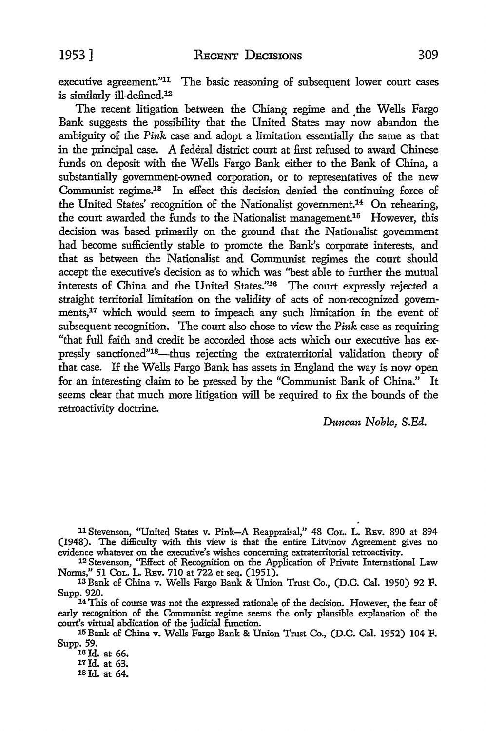executive agreement."[11] The basic reasoning of subsequent lower court cases is similarly ill-defined.[12]

The recent litigation between the Chiang regime and the Wells Fargo Bank suggests the possibility that the United States may now abandon the ambiguity of the *Pink* case and adopt a limitation essentially the same as that in the principal case. A federal district court at first refused to award Chinese funds on deposit with the Wells Fargo Bank either to the Bank of China, a substantially government-owned corporation, or to representatives of the new Communist regime.[13] In effect this decision denied the continuing force of the United States' recognition of the Nationalist government.[14] On rehearing, the court awarded the funds to the Nationalist management.[15] However, this decision was based primarily on the ground that the Nationalist government had become sufficiently stable to promote the Bank's corporate interests, and that as between the Nationalist and Communist regimes the court should accept the executive's decision as to which was "best able to further the mutual interests of China and the United States."[16] The court expressly rejected a straight territorial limitation on the validity of acts of non-recognized governments,[17] which would seem to impeach any such limitation in the event of subsequent recognition. The court also chose to view the *Pink* case as requiring "that full faith and credit be accorded those acts which our executive has expressly sanctioned"[18]—thus rejecting the extraterritorial validation theory of that case. If the Wells Fargo Bank has assets in England the way is now open for an interesting claim to be pressed by the "Communist Bank of China." It seems clear that much more litigation will be required to fix the bounds of the retroactivity doctrine.

*Duncan Noble, S.Ed.*

---

[11] Stevenson, "United States v. Pink—A Reappraisal," 48 Col. L. Rev. 890 at 894 (1948). The difficulty with this view is that the entire Litvinov Agreement gives no evidence whatever on the executive's wishes concerning extraterritorial retroactivity.

[12] Stevenson, "Effect of Recognition on the Application of Private International Law Norms," 51 Col. L. Rev. 710 at 722 et seq. (1951).

[13] Bank of China v. Wells Fargo Bank & Union Trust Co., (D.C. Cal. 1950) 92 F. Supp. 920.

[14] This of course was not the expressed rationale of the decision. However, the fear of early recognition of the Communist regime seems the only plausible explanation of the court's virtual abdication of the judicial function.

[15] Bank of China v. Wells Fargo Bank & Union Trust Co., (D.C. Cal. 1952) 104 F. Supp. 59.

[16] Id. at 66.

[17] Id. at 63.

[18] Id. at 64.